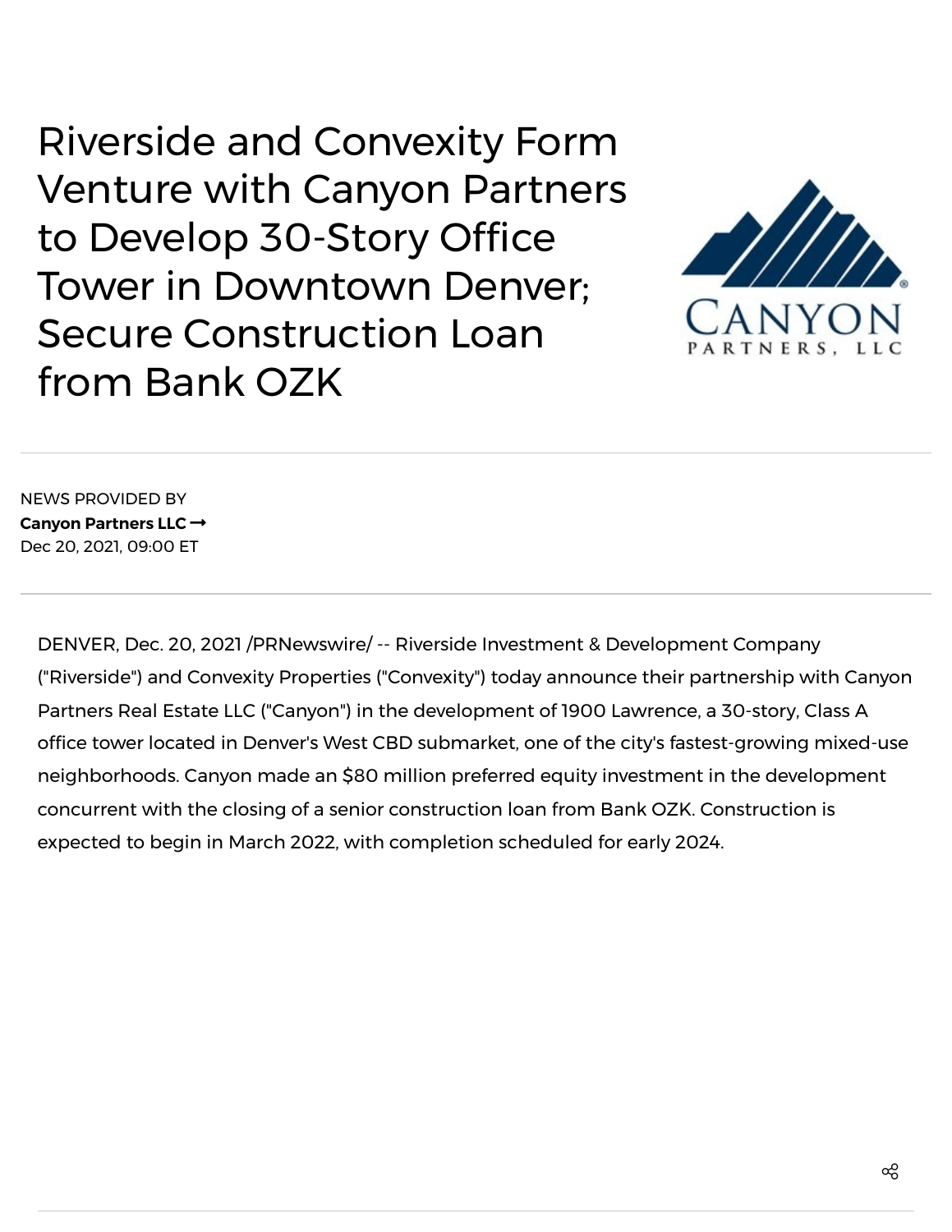# Riverside and Convexity Form Venture with Canyon Partners to Develop 30-Story Office Tower in Downtown Denver; Secure Construction Loan from Bank OZK

NEWS PROVIDED BY

**Canyon Partners LLC**

Dec 20, 2021, 09:00 ET

DENVER, Dec. 20, 2021 /PRNewswire/ -- Riverside Investment & Development Company ("Riverside") and Convexity Properties ("Convexity") today announce their partnership with Canyon Partners Real Estate LLC ("Canyon") in the development of 1900 Lawrence, a 30-story, Class A office tower located in Denver's West CBD submarket, one of the city's fastest-growing mixed-use neighborhoods. Canyon made an $80 million preferred equity investment in the development concurrent with the closing of a senior construction loan from Bank OZK. Construction is expected to begin in March 2022, with completion scheduled for early 2024.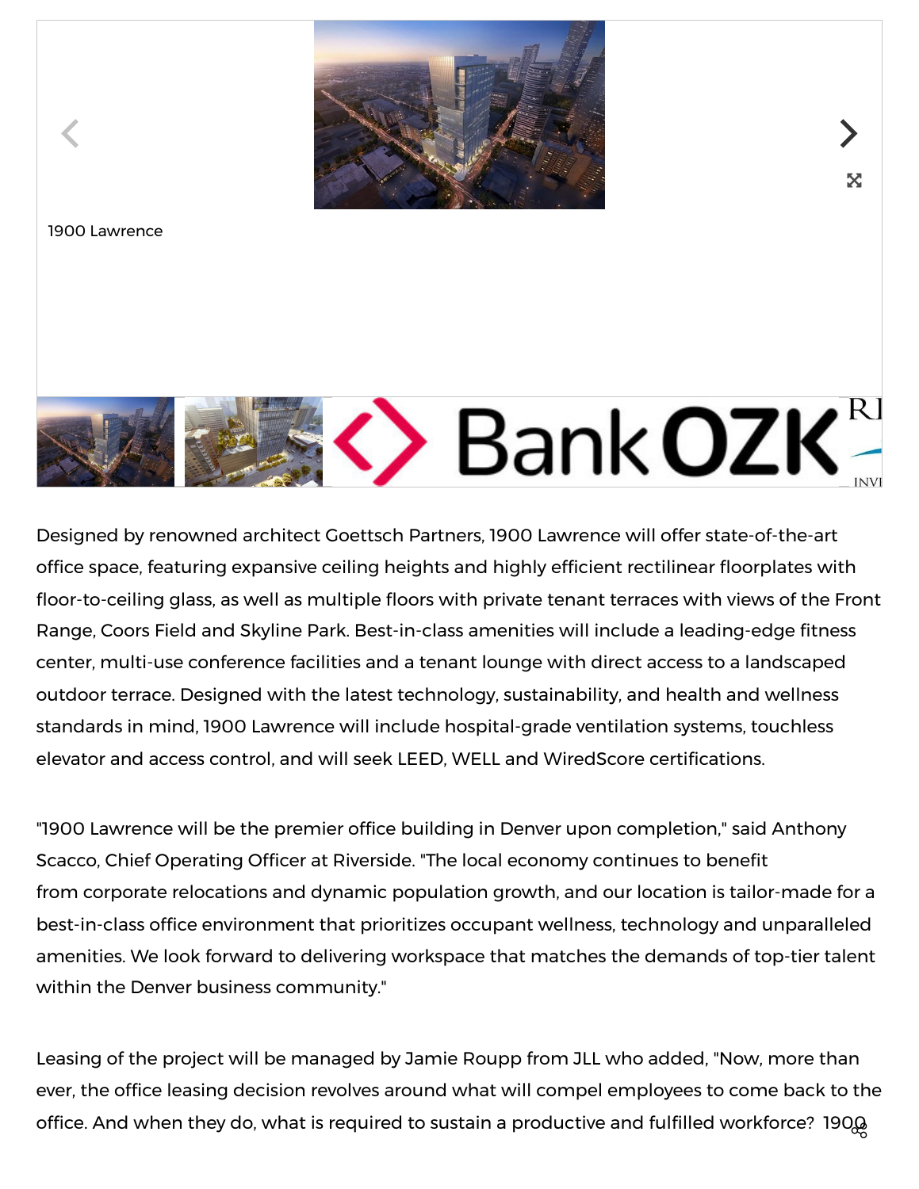1900 Lawrence

Designed by renowned architect Goettsch Partners, 1900 Lawrence will offer state-of-the-art office space, featuring expansive ceiling heights and highly efficient rectilinear floorplates with floor-to-ceiling glass, as well as multiple floors with private tenant terraces with views of the Front Range, Coors Field and Skyline Park. Best-in-class amenities will include a leading-edge fitness center, multi-use conference facilities and a tenant lounge with direct access to a landscaped outdoor terrace. Designed with the latest technology, sustainability, and health and wellness standards in mind, 1900 Lawrence will include hospital-grade ventilation systems, touchless elevator and access control, and will seek LEED, WELL and WiredScore certifications.

"1900 Lawrence will be the premier office building in Denver upon completion," said Anthony Scacco, Chief Operating Officer at Riverside. "The local economy continues to benefit from corporate relocations and dynamic population growth, and our location is tailor-made for a best-in-class office environment that prioritizes occupant wellness, technology and unparalleled amenities. We look forward to delivering workspace that matches the demands of top-tier talent within the Denver business community."

Leasing of the project will be managed by Jamie Roupp from JLL who added, "Now, more than ever, the office leasing decision revolves around what will compel employees to come back to the office. And when they do, what is required to sustain a productive and fulfilled workforce? 1900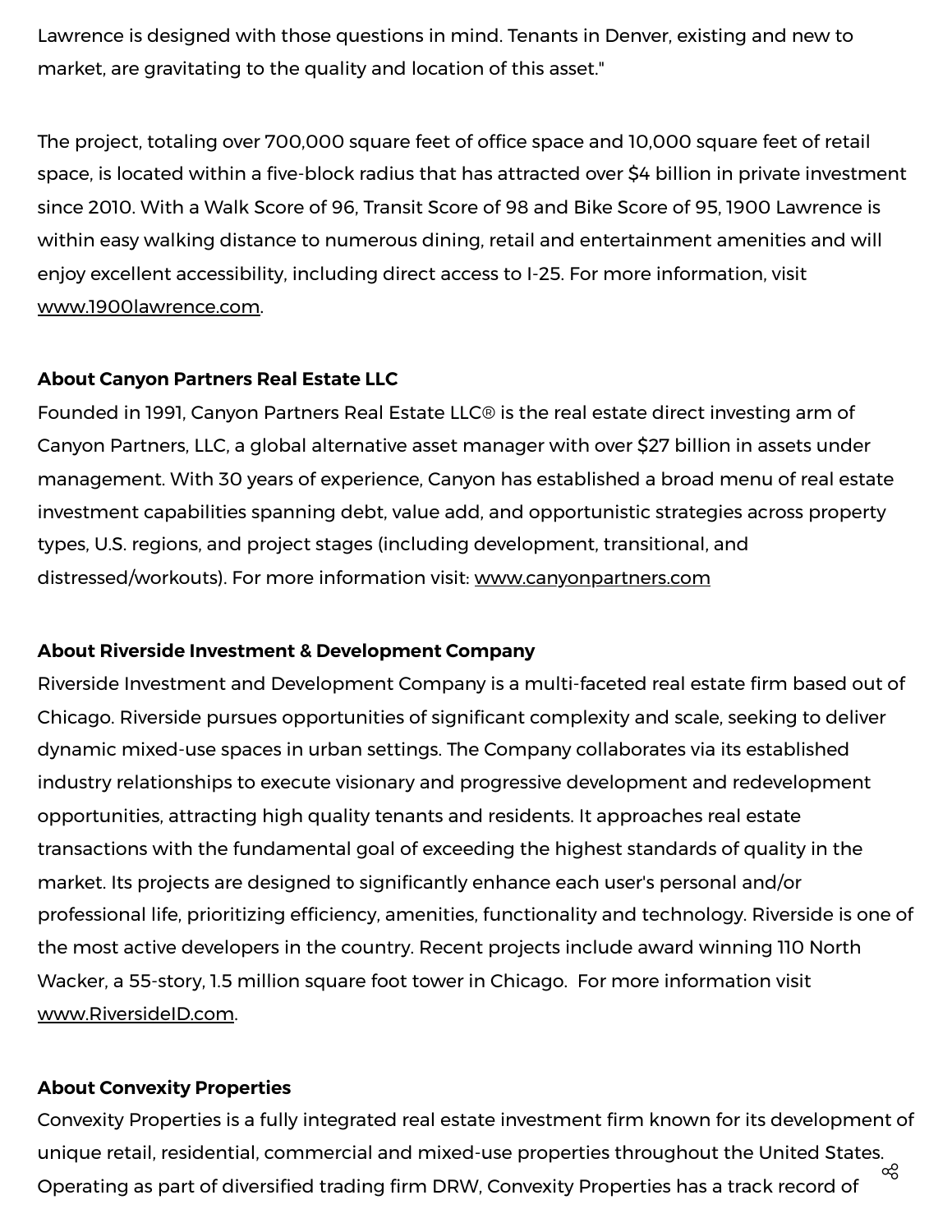Lawrence is designed with those questions in mind. Tenants in Denver, existing and new to market, are gravitating to the quality and location of this asset."

The project, totaling over 700,000 square feet of office space and 10,000 square feet of retail space, is located within a five-block radius that has attracted over $4 billion in private investment since 2010. With a Walk Score of 96, Transit Score of 98 and Bike Score of 95, 1900 Lawrence is within easy walking distance to numerous dining, retail and entertainment amenities and will enjoy excellent accessibility, including direct access to I-25. For more information, visit www.1900lawrence.com.

**About Canyon Partners Real Estate LLC**

Founded in 1991, Canyon Partners Real Estate LLC® is the real estate direct investing arm of Canyon Partners, LLC, a global alternative asset manager with over $27 billion in assets under management. With 30 years of experience, Canyon has established a broad menu of real estate investment capabilities spanning debt, value add, and opportunistic strategies across property types, U.S. regions, and project stages (including development, transitional, and distressed/workouts). For more information visit: www.canyonpartners.com

**About Riverside Investment & Development Company**

Riverside Investment and Development Company is a multi-faceted real estate firm based out of Chicago. Riverside pursues opportunities of significant complexity and scale, seeking to deliver dynamic mixed-use spaces in urban settings. The Company collaborates via its established industry relationships to execute visionary and progressive development and redevelopment opportunities, attracting high quality tenants and residents. It approaches real estate transactions with the fundamental goal of exceeding the highest standards of quality in the market. Its projects are designed to significantly enhance each user's personal and/or professional life, prioritizing efficiency, amenities, functionality and technology. Riverside is one of the most active developers in the country. Recent projects include award winning 110 North Wacker, a 55-story, 1.5 million square foot tower in Chicago. For more information visit www.RiversideID.com.

**About Convexity Properties**

Convexity Properties is a fully integrated real estate investment firm known for its development of unique retail, residential, commercial and mixed-use properties throughout the United States. Operating as part of diversified trading firm DRW, Convexity Properties has a track record of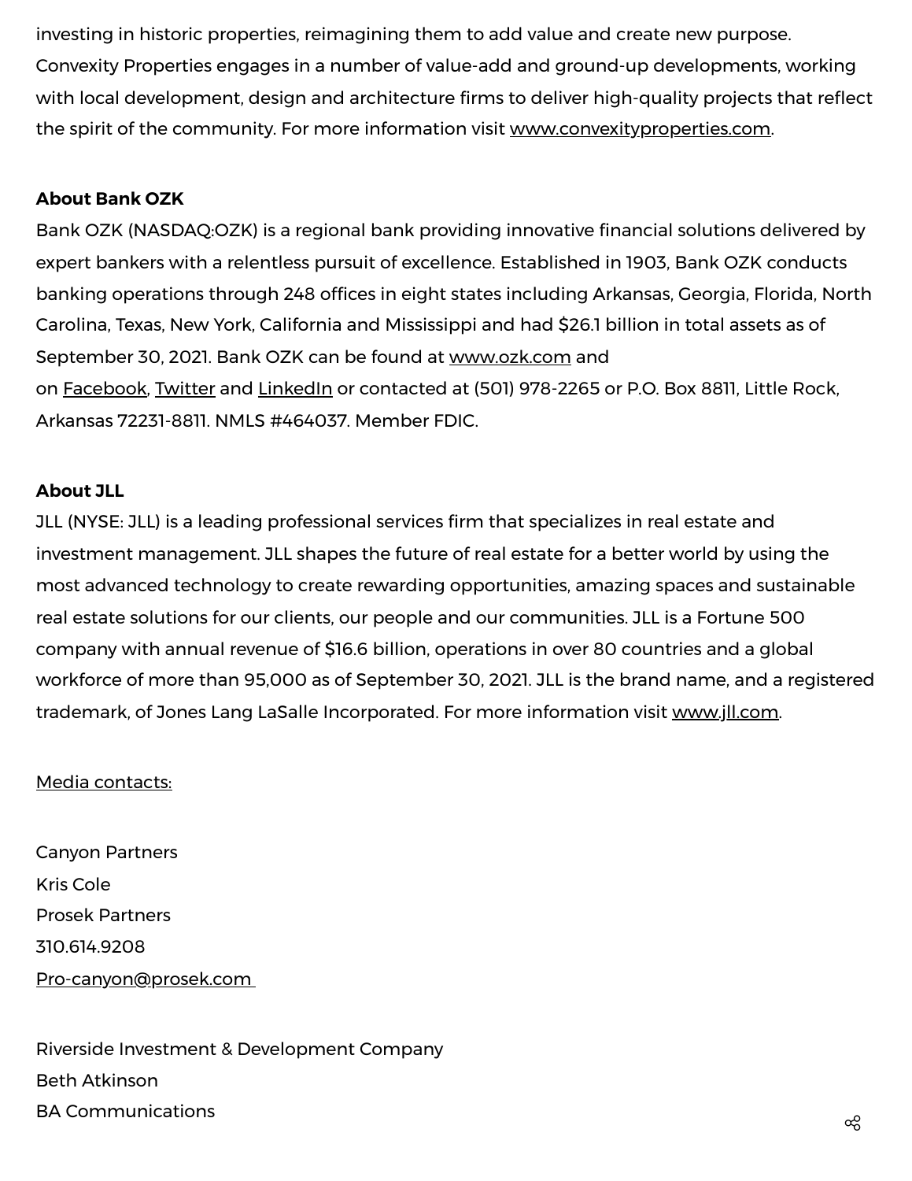investing in historic properties, reimagining them to add value and create new purpose. Convexity Properties engages in a number of value-add and ground-up developments, working with local development, design and architecture firms to deliver high-quality projects that reflect the spirit of the community. For more information visit www.convexityproperties.com.

**About Bank OZK**

Bank OZK (NASDAQ:OZK) is a regional bank providing innovative financial solutions delivered by expert bankers with a relentless pursuit of excellence. Established in 1903, Bank OZK conducts banking operations through 248 offices in eight states including Arkansas, Georgia, Florida, North Carolina, Texas, New York, California and Mississippi and had $26.1 billion in total assets as of September 30, 2021. Bank OZK can be found at www.ozk.com and on Facebook, Twitter and LinkedIn or contacted at (501) 978-2265 or P.O. Box 8811, Little Rock, Arkansas 72231-8811. NMLS #464037. Member FDIC.

**About JLL**

JLL (NYSE: JLL) is a leading professional services firm that specializes in real estate and investment management. JLL shapes the future of real estate for a better world by using the most advanced technology to create rewarding opportunities, amazing spaces and sustainable real estate solutions for our clients, our people and our communities. JLL is a Fortune 500 company with annual revenue of $16.6 billion, operations in over 80 countries and a global workforce of more than 95,000 as of September 30, 2021. JLL is the brand name, and a registered trademark, of Jones Lang LaSalle Incorporated. For more information visit www.jll.com.

Media contacts:

Canyon Partners
Kris Cole
Prosek Partners
310.614.9208
Pro-canyon@prosek.com

Riverside Investment & Development Company
Beth Atkinson
BA Communications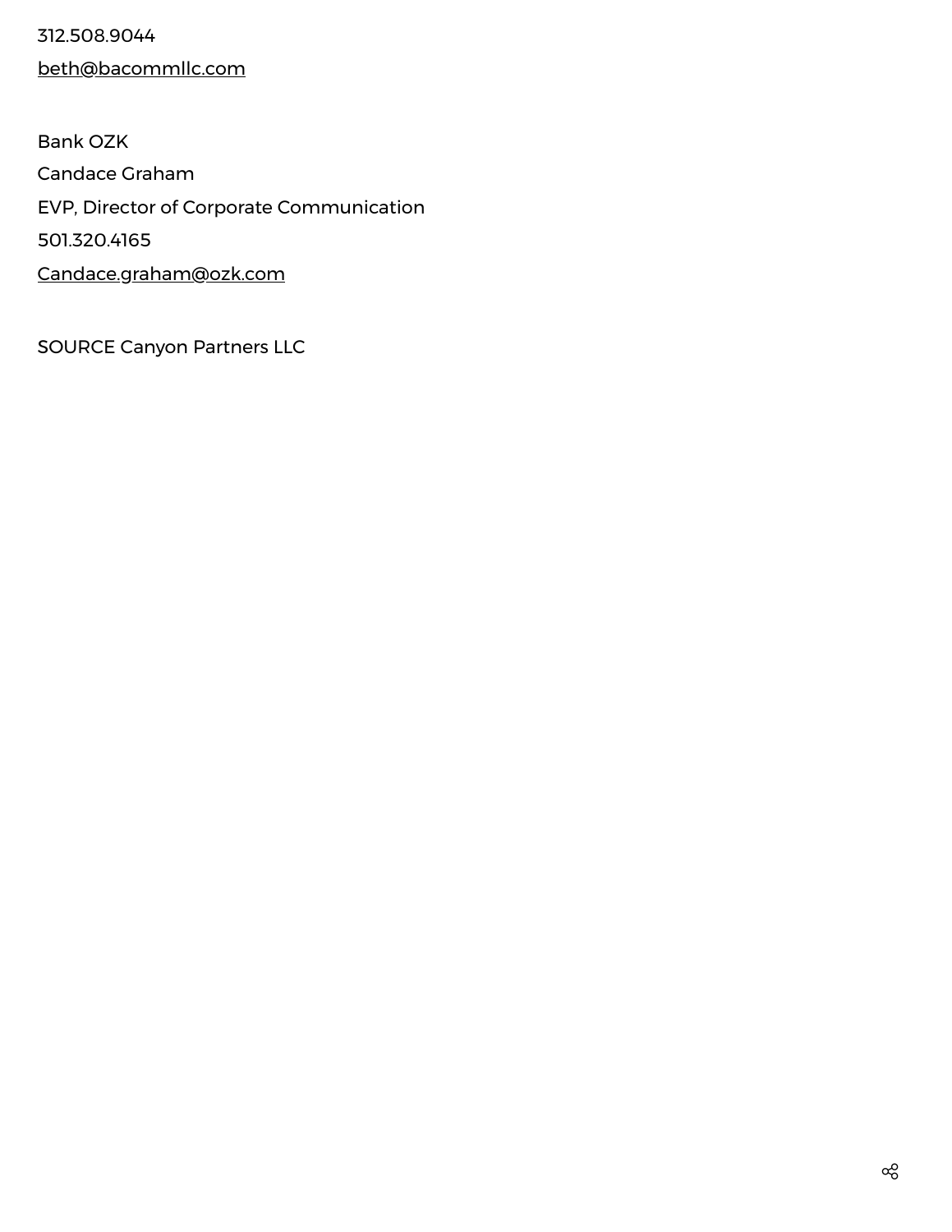312.508.9044

beth@bacommllc.com

Bank OZK

Candace Graham

EVP, Director of Corporate Communication

501.320.4165

Candace.graham@ozk.com

SOURCE Canyon Partners LLC